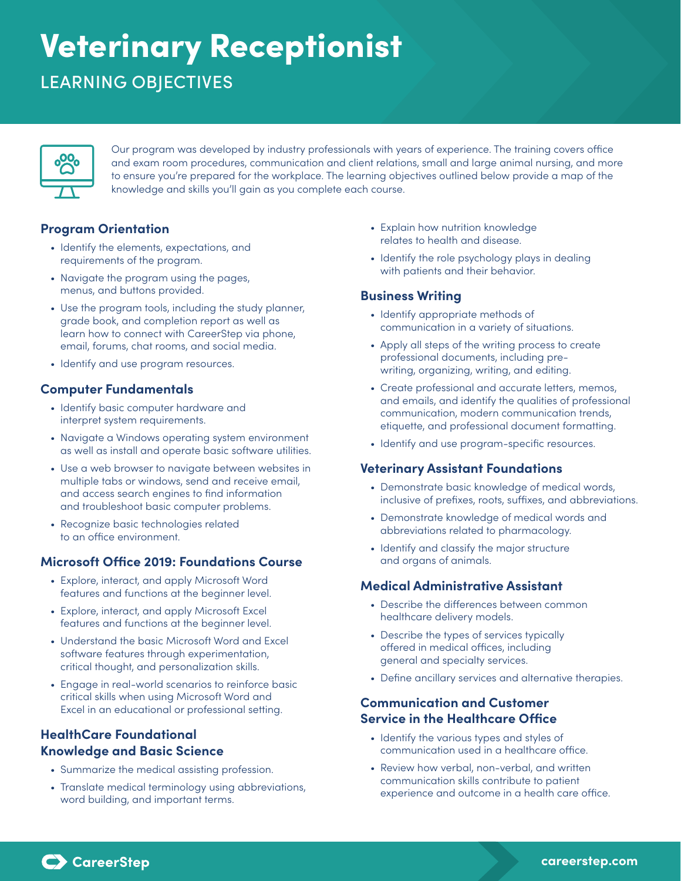# Veterinary Receptionist

## LEARNING OBJECTIVES

Our program was developed by industry professionals with years of experience. The training covers office and exam room procedures, communication and client relations, small and large animal nursing, and more to ensure you're prepared for the workplace. The learning objectives outlined below provide a map of the knowledge and skills you'll gain as you complete each course.

### Program Orientation

- Identify the elements, expectations, and requirements of the program.
- Navigate the program using the pages, menus, and buttons provided.
- Use the program tools, including the study planner, grade book, and completion report as well as learn how to connect with CareerStep via phone, email, forums, chat rooms, and social media.
- Identify and use program resources.

### Computer Fundamentals

- Identify basic computer hardware and interpret system requirements.
- Navigate a Windows operating system environment as well as install and operate basic software utilities.
- Use a web browser to navigate between websites in multiple tabs or windows, send and receive email, and access search engines to find information and troubleshoot basic computer problems.
- Recognize basic technologies related to an office environment.

### Microsoft Office 2019: Foundations Course

- Explore, interact, and apply Microsoft Word features and functions at the beginner level.
- Explore, interact, and apply Microsoft Excel features and functions at the beginner level.
- Understand the basic Microsoft Word and Excel software features through experimentation, critical thought, and personalization skills.
- Engage in real-world scenarios to reinforce basic critical skills when using Microsoft Word and Excel in an educational or professional setting.

### HealthCare Foundational Knowledge and Basic Science

- Summarize the medical assisting profession.
- Translate medical terminology using abbreviations, word building, and important terms.
- Explain how nutrition knowledge relates to health and disease.
- Identify the role psychology plays in dealing with patients and their behavior.

### Business Writing

- Identify appropriate methods of communication in a variety of situations.
- Apply all steps of the writing process to create professional documents, including pre-writing, organizing, writing, and editing.
- Create professional and accurate letters, memos, and emails, and identify the qualities of professional communication, modern communication trends, etiquette, and professional document formatting.
- Identify and use program-specific resources.

### Veterinary Assistant Foundations

- Demonstrate basic knowledge of medical words, inclusive of prefixes, roots, suffixes, and abbreviations.
- Demonstrate knowledge of medical words and abbreviations related to pharmacology.
- Identify and classify the major structure and organs of animals.

### Medical Administrative Assistant

- Describe the differences between common healthcare delivery models.
- Describe the types of services typically offered in medical offices, including general and specialty services.
- Define ancillary services and alternative therapies.

### Communication and Customer Service in the Healthcare Office

- Identify the various types and styles of communication used in a healthcare office.
- Review how verbal, non-verbal, and written communication skills contribute to patient experience and outcome in a health care office.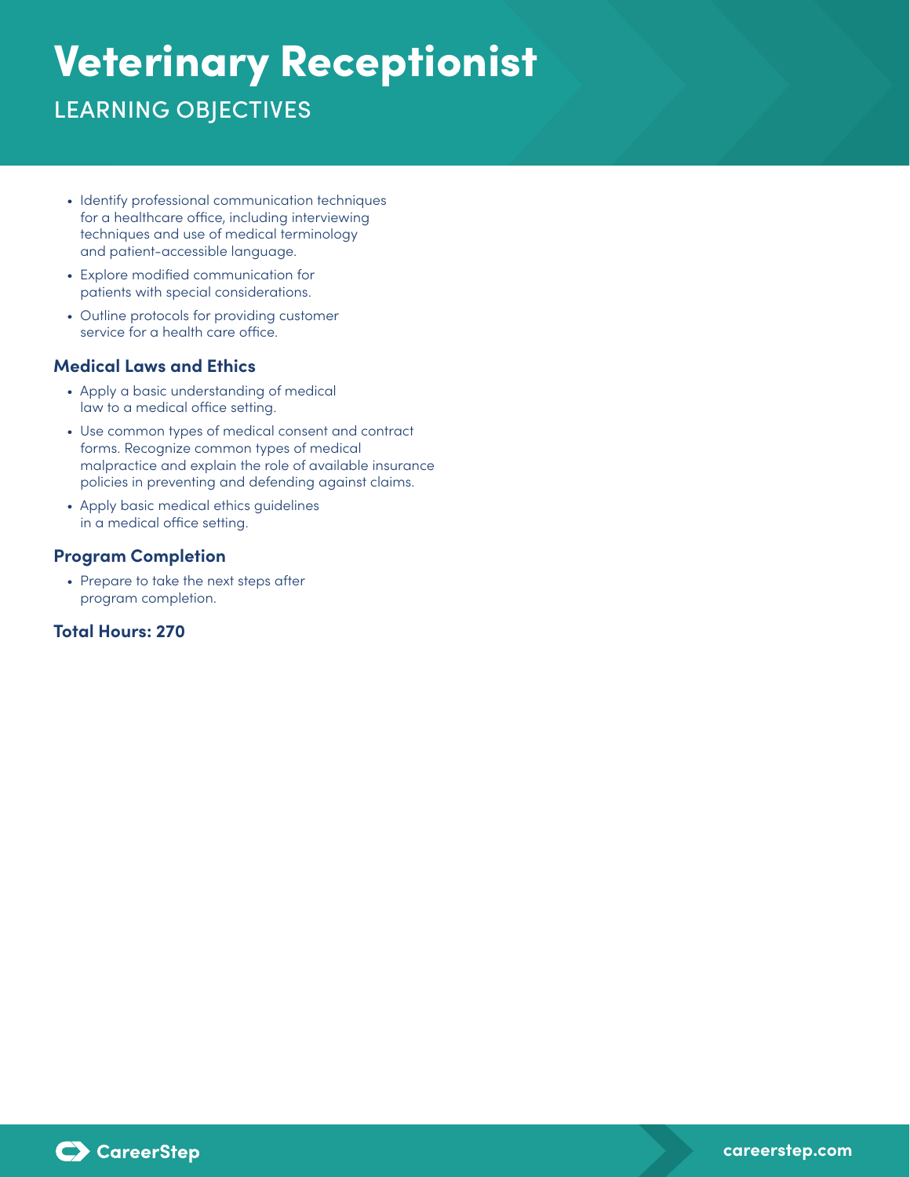# Veterinary Receptionist

## LEARNING OBJECTIVES

- Identify professional communication techniques for a healthcare office, including interviewing techniques and use of medical terminology and patient-accessible language.
- Explore modified communication for patients with special considerations.
- Outline protocols for providing customer service for a health care office.

### Medical Laws and Ethics

- Apply a basic understanding of medical law to a medical office setting.
- Use common types of medical consent and contract forms. Recognize common types of medical malpractice and explain the role of available insurance policies in preventing and defending against claims.
- Apply basic medical ethics guidelines in a medical office setting.

### Program Completion

- Prepare to take the next steps after program completion.

**Total Hours: 270**